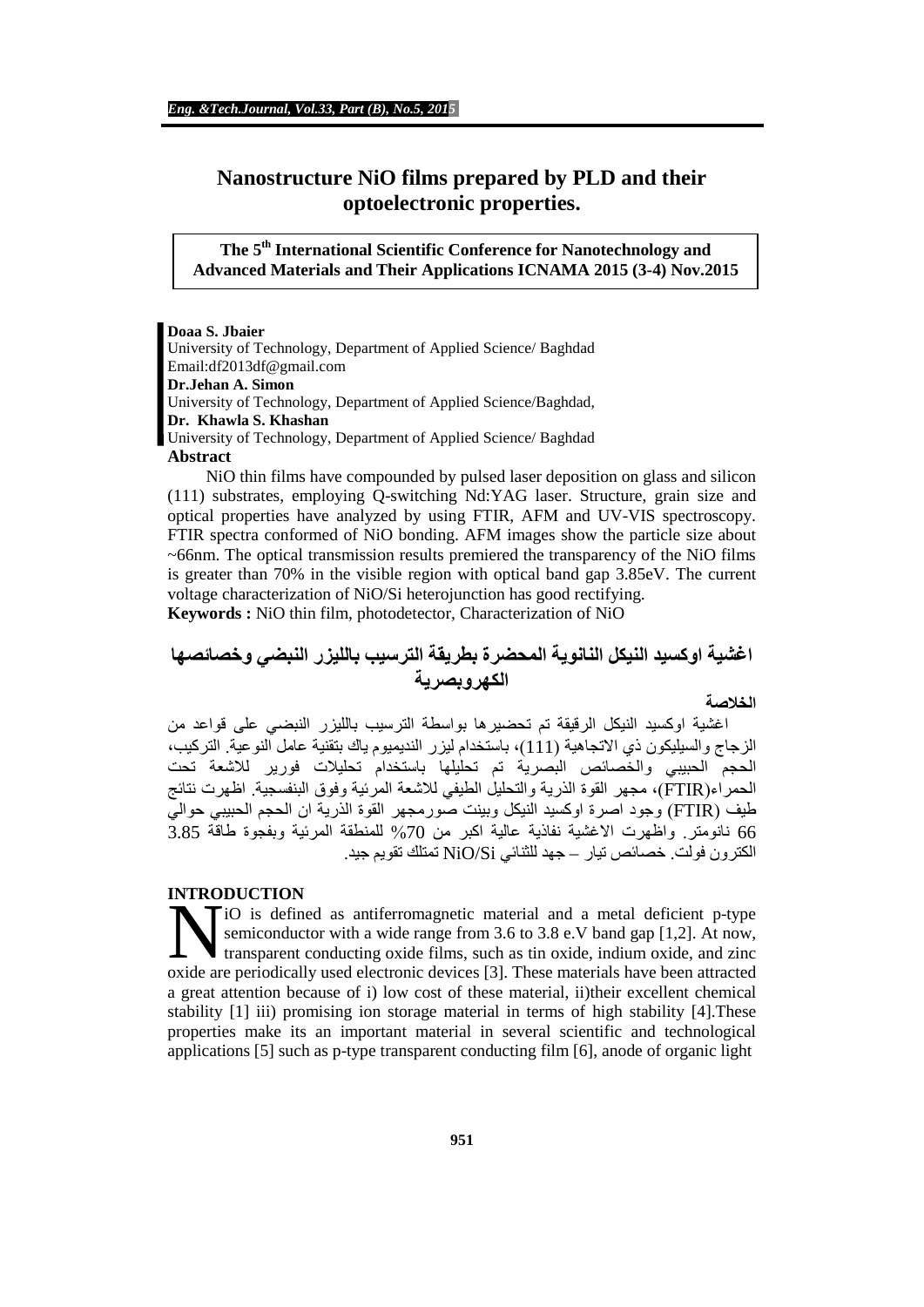# Nanostructure NiO films prepared by PLD and their optoelectronic properties.

**The 5th International Scientific Conference for Nanotechnology and Advanced Materials and Their Applications ICNAMA 2015 (3-4) Nov.2015**

**Doaa S. Jbaier**
University of Technology, Department of Applied Science/ Baghdad
Email:df2013df@gmail.com
**Dr.Jehan A. Simon**
University of Technology, Department of Applied Science/Baghdad,
**Dr. Khawla S. Khashan**
University of Technology, Department of Applied Science/ Baghdad

## Abstract

NiO thin films have compounded by pulsed laser deposition on glass and silicon (111) substrates, employing Q-switching Nd:YAG laser. Structure, grain size and optical properties have analyzed by using FTIR, AFM and UV-VIS spectroscopy. FTIR spectra conformed of NiO bonding. AFM images show the particle size about ~66nm. The optical transmission results premiered the transparency of the NiO films is greater than 70% in the visible region with optical band gap 3.85eV. The current voltage characterization of NiO/Si heterojunction has good rectifying.

**Keywords :** NiO thin film, photodetector, Characterization of NiO

# اغشية اوكسيد النيكل النانوية المحضرة بطريقة الترسيب بالليزر النبضي وخصائصها الكهروبصرية

## الخلاصة

اغشية اوكسيد النيكل الرقيقة تم تحضيرها بواسطة الترسيب بالليزر النبضي على قواعد من الزجاج والسيليكون ذي الاتجاهية (111)، باستخدام ليزر النديميوم ياك بتقنية عامل النوعية. التركيب، الحجم الحبيبي والخصائص البصرية تم تحليلها باستخدام تحليلات فورير للاشعة تحت الحمراء(FTIR)، مجهر القوة الذرية والتحليل الطيفي للاشعة المرئية وفوق البنفسجية. اظهرت نتائج طيف (FTIR) وجود اصرة اوكسيد النيكل وبينت صورمجهر القوة الذرية ان الحجم الحبيبي حوالي 66 نانومتر. واظهرت الاغشية نفاذية عالية اكبر من 70% للمنطقة المرئية وبفجوة طاقة 3.85 الكترون فولت. خصائص تيار – جهد للثنائي NiO/Si تمتلك تقويم جيد.

## INTRODUCTION

NiO is defined as antiferromagnetic material and a metal deficient p-type semiconductor with a wide range from 3.6 to 3.8 e.V band gap [1,2]. At now, transparent conducting oxide films, such as tin oxide, indium oxide, and zinc oxide are periodically used electronic devices [3]. These materials have been attracted a great attention because of i) low cost of these material, ii)their excellent chemical stability [1] iii) promising ion storage material in terms of high stability [4].These properties make its an important material in several scientific and technological applications [5] such as p-type transparent conducting film [6], anode of organic light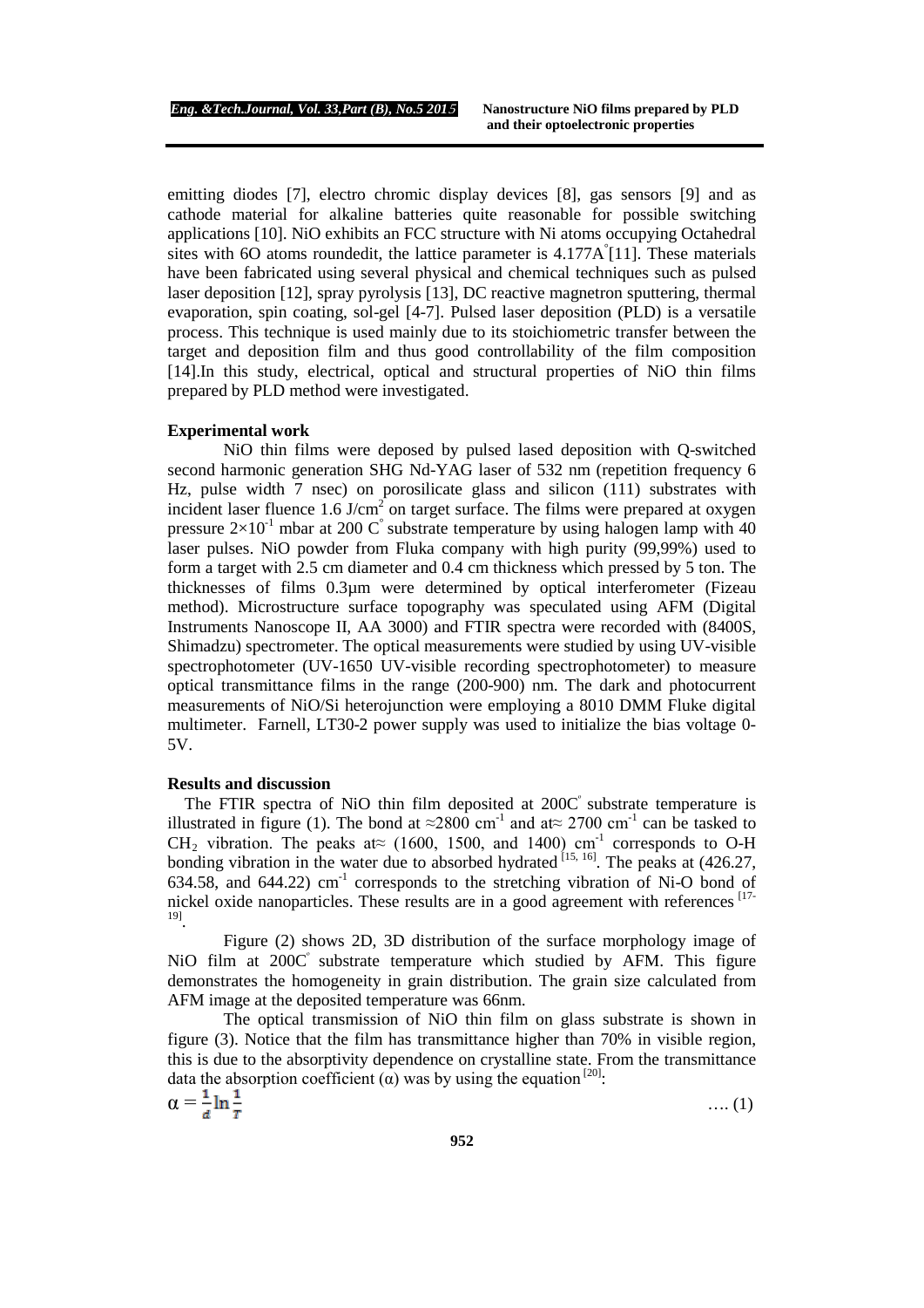emitting diodes [7], electro chromic display devices [8], gas sensors [9] and as cathode material for alkaline batteries quite reasonable for possible switching applications [10]. NiO exhibits an FCC structure with Ni atoms occupying Octahedral sites with 6O atoms roundedit, the lattice parameter is 4.177A°[11]. These materials have been fabricated using several physical and chemical techniques such as pulsed laser deposition [12], spray pyrolysis [13], DC reactive magnetron sputtering, thermal evaporation, spin coating, sol-gel [4-7]. Pulsed laser deposition (PLD) is a versatile process. This technique is used mainly due to its stoichiometric transfer between the target and deposition film and thus good controllability of the film composition [14].In this study, electrical, optical and structural properties of NiO thin films prepared by PLD method were investigated.

**Experimental work**

NiO thin films were deposed by pulsed lased deposition with Q-switched second harmonic generation SHG Nd-YAG laser of 532 nm (repetition frequency 6 Hz, pulse width 7 nsec) on porosilicate glass and silicon (111) substrates with incident laser fluence 1.6 J/cm$^2$ on target surface. The films were prepared at oxygen pressure $2\times10^{-1}$ mbar at 200 C° substrate temperature by using halogen lamp with 40 laser pulses. NiO powder from Fluka company with high purity (99,99%) used to form a target with 2.5 cm diameter and 0.4 cm thickness which pressed by 5 ton. The thicknesses of films 0.3µm were determined by optical interferometer (Fizeau method). Microstructure surface topography was speculated using AFM (Digital Instruments Nanoscope II, AA 3000) and FTIR spectra were recorded with (8400S, Shimadzu) spectrometer. The optical measurements were studied by using UV-visible spectrophotometer (UV-1650 UV-visible recording spectrophotometer) to measure optical transmittance films in the range (200-900) nm. The dark and photocurrent measurements of NiO/Si heterojunction were employing a 8010 DMM Fluke digital multimeter. Farnell, LT30-2 power supply was used to initialize the bias voltage 0-5V.

**Results and discussion**

The FTIR spectra of NiO thin film deposited at 200C° substrate temperature is illustrated in figure (1). The bond at ≈2800 cm$^{-1}$ and at≈ 2700 cm$^{-1}$ can be tasked to $CH_2$ vibration. The peaks at≈ (1600, 1500, and 1400) cm$^{-1}$ corresponds to O-H bonding vibration in the water due to absorbed hydrated [15, 16]. The peaks at (426.27, 634.58, and 644.22) cm$^{-1}$ corresponds to the stretching vibration of Ni-O bond of nickel oxide nanoparticles. These results are in a good agreement with references [17-19].

Figure (2) shows 2D, 3D distribution of the surface morphology image of NiO film at 200C° substrate temperature which studied by AFM. This figure demonstrates the homogeneity in grain distribution. The grain size calculated from AFM image at the deposited temperature was 66nm.

The optical transmission of NiO thin film on glass substrate is shown in figure (3). Notice that the film has transmittance higher than 70% in visible region, this is due to the absorptivity dependence on crystalline state. From the transmittance data the absorption coefficient (α) was by using the equation [20]:

$$\alpha = \frac{1}{d}\ln\frac{1}{T} \quad \text{.... (1)}$$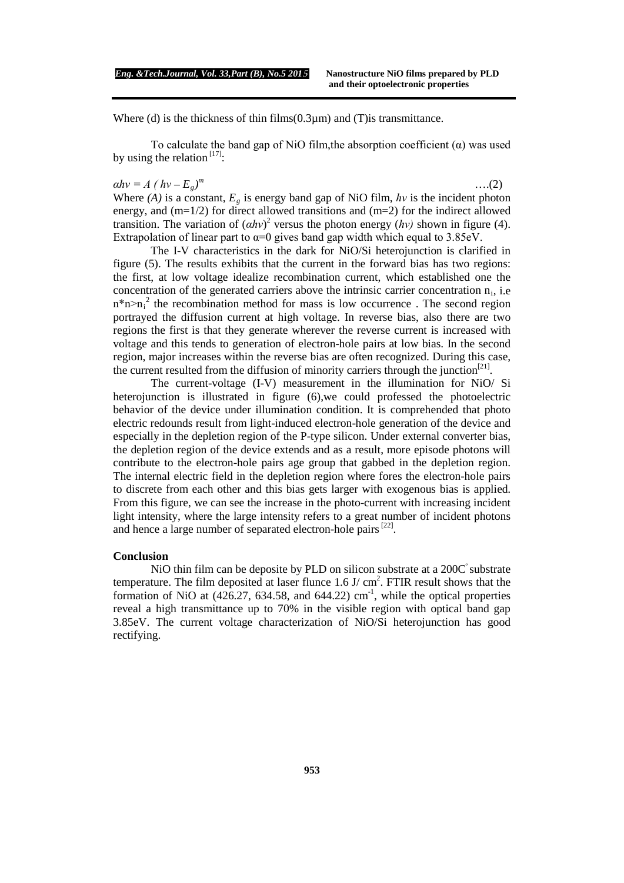Where (d) is the thickness of thin films(0.3µm) and (T)is transmittance.

To calculate the band gap of NiO film,the absorption coefficient (α) was used by using the relation [17]:

$$\alpha h\nu = A\,(h\nu - E_g)^m \qquad \text{....(2)}$$

Where *(A)* is a constant, $E_g$ is energy band gap of NiO film, $h\nu$ is the incident photon energy, and ($m=1/2$) for direct allowed transitions and ($m=2$) for the indirect allowed transition. The variation of $(\alpha h\nu)^2$ versus the photon energy ($h\nu$) shown in figure (4). Extrapolation of linear part to $\alpha=0$ gives band gap width which equal to 3.85eV.

The I-V characteristics in the dark for NiO/Si heterojunction is clarified in figure (5). The results exhibits that the current in the forward bias has two regions: the first, at low voltage idealize recombination current, which established one the concentration of the generated carriers above the intrinsic carrier concentration $n_i$, i.e $n^*n>n_i^2$ the recombination method for mass is low occurrence . The second region portrayed the diffusion current at high voltage. In reverse bias, also there are two regions the first is that they generate wherever the reverse current is increased with voltage and this tends to generation of electron-hole pairs at low bias. In the second region, major increases within the reverse bias are often recognized. During this case, the current resulted from the diffusion of minority carriers through the junction[21].

The current-voltage (I-V) measurement in the illumination for NiO/ Si heterojunction is illustrated in figure (6),we could professed the photoelectric behavior of the device under illumination condition. It is comprehended that photo electric redounds result from light-induced electron-hole generation of the device and especially in the depletion region of the P-type silicon. Under external converter bias, the depletion region of the device extends and as a result, more episode photons will contribute to the electron-hole pairs age group that gabbed in the depletion region. The internal electric field in the depletion region where fores the electron-hole pairs to discrete from each other and this bias gets larger with exogenous bias is applied. From this figure, we can see the increase in the photo-current with increasing incident light intensity, where the large intensity refers to a great number of incident photons and hence a large number of separated electron-hole pairs [22].

## Conclusion

NiO thin film can be deposite by PLD on silicon substrate at a 200C° substrate temperature. The film deposited at laser flunce 1.6 J/ cm$^2$. FTIR result shows that the formation of NiO at (426.27, 634.58, and 644.22) cm$^{-1}$, while the optical properties reveal a high transmittance up to 70% in the visible region with optical band gap 3.85eV. The current voltage characterization of NiO/Si heterojunction has good rectifying.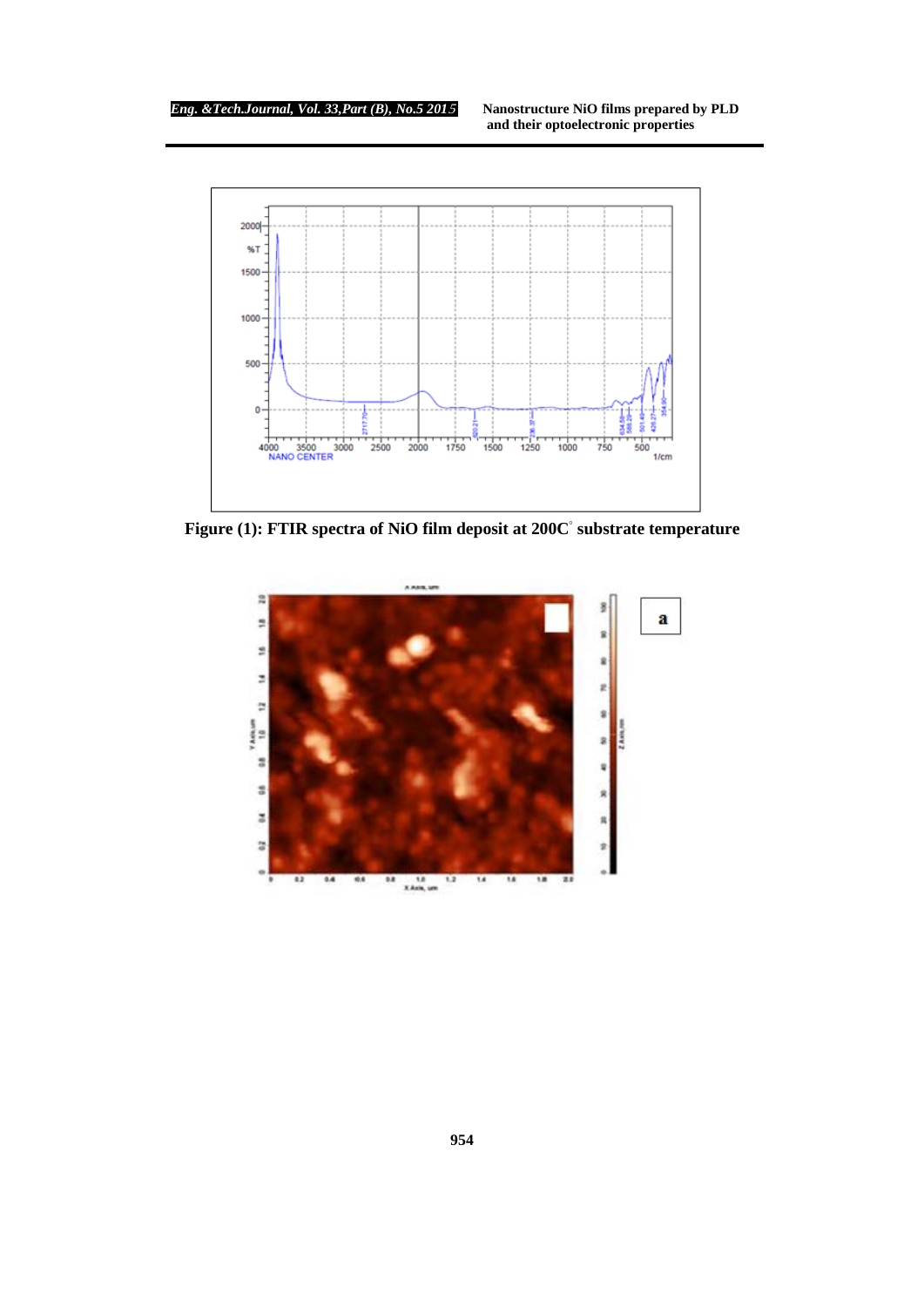Figure (1): FTIR spectra of NiO film deposit at 200C° substrate temperature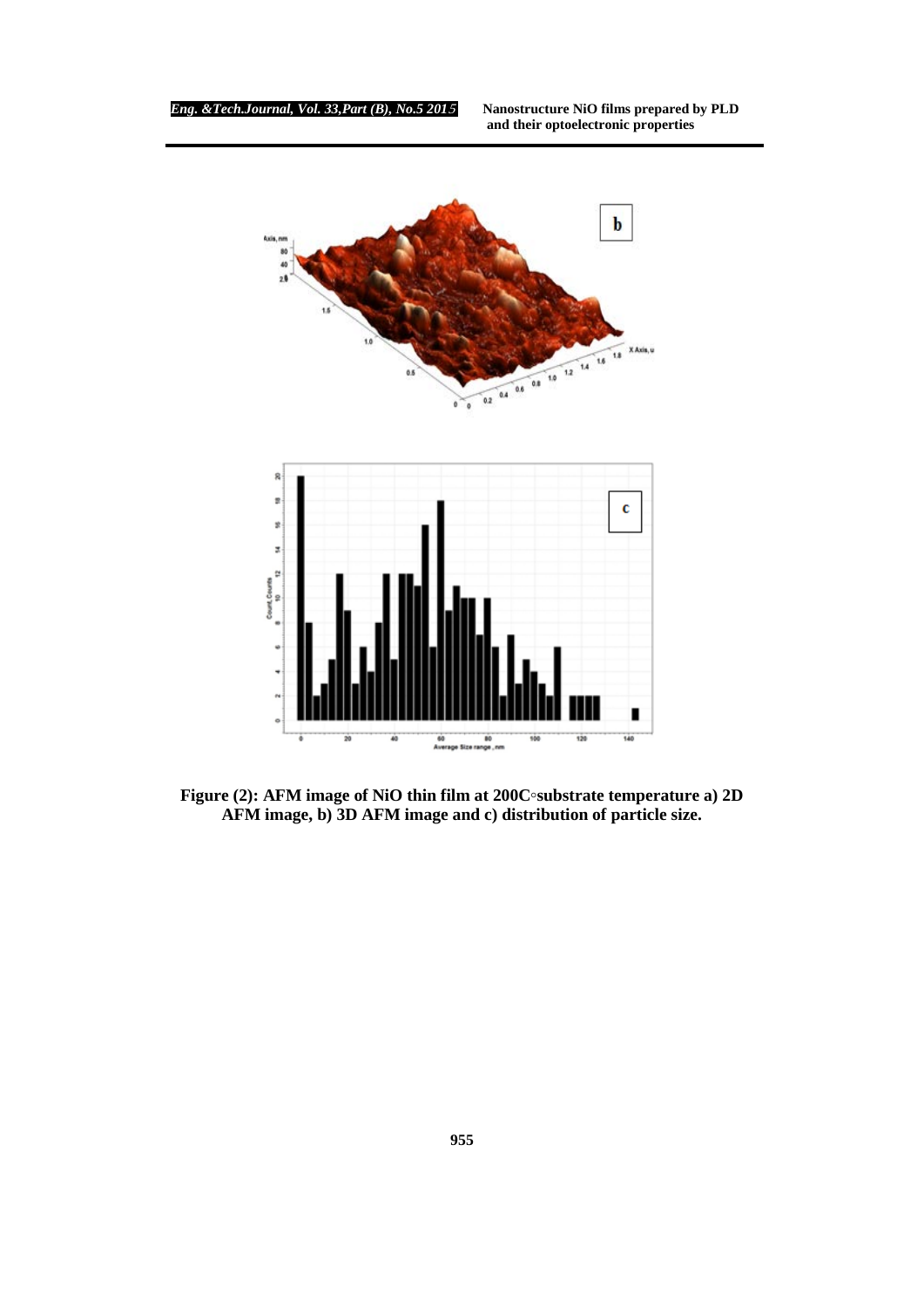**Figure (2): AFM image of NiO thin film at 200C◦substrate temperature a) 2D AFM image, b) 3D AFM image and c) distribution of particle size.**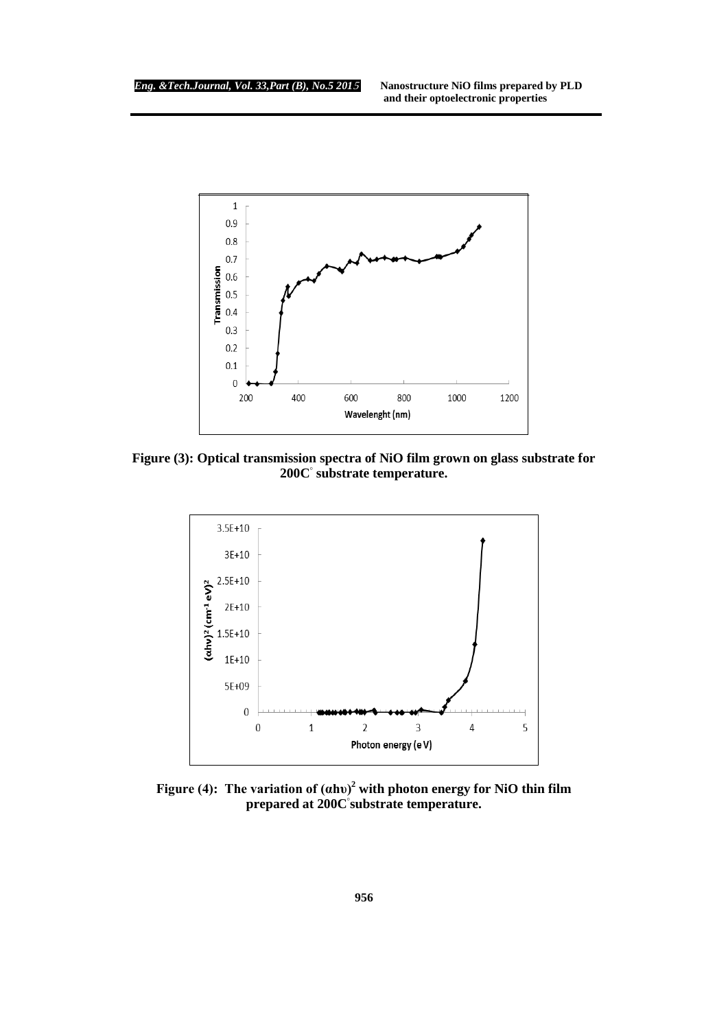Figure (3): Optical transmission spectra of NiO film grown on glass substrate for 200C° substrate temperature.

Figure (4): The variation of $(\alpha h\upsilon)^2$ with photon energy for NiO thin film prepared at 200C° substrate temperature.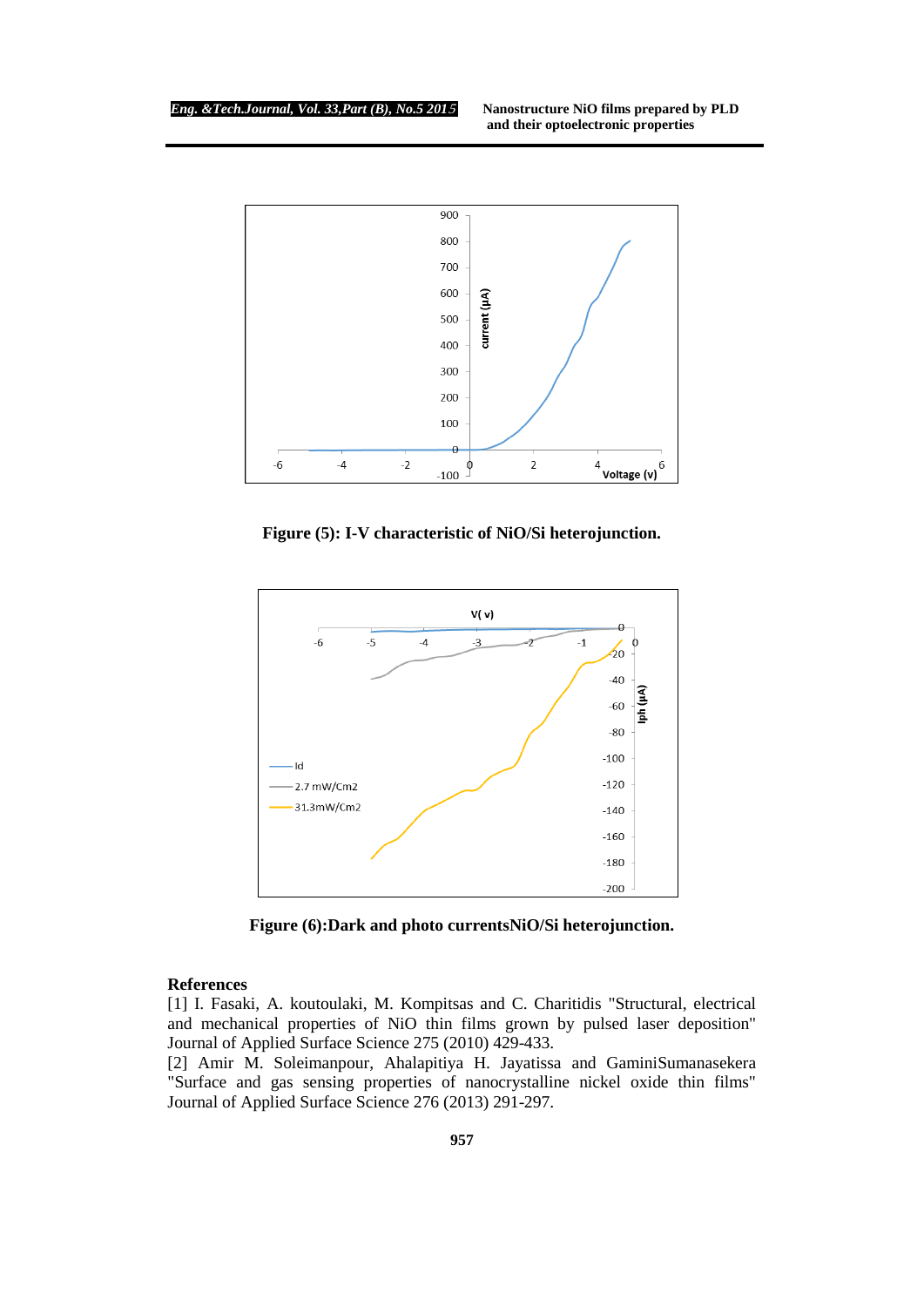Figure (5): I-V characteristic of NiO/Si heterojunction.

Figure (6):Dark and photo currentsNiO/Si heterojunction.

## References

[1] I. Fasaki, A. koutoulaki, M. Kompitsas and C. Charitidis "Structural, electrical and mechanical properties of NiO thin films grown by pulsed laser deposition" Journal of Applied Surface Science 275 (2010) 429-433.

[2] Amir M. Soleimanpour, Ahalapitiya H. Jayatissa and GaminiSumanasekera "Surface and gas sensing properties of nanocrystalline nickel oxide thin films" Journal of Applied Surface Science 276 (2013) 291-297.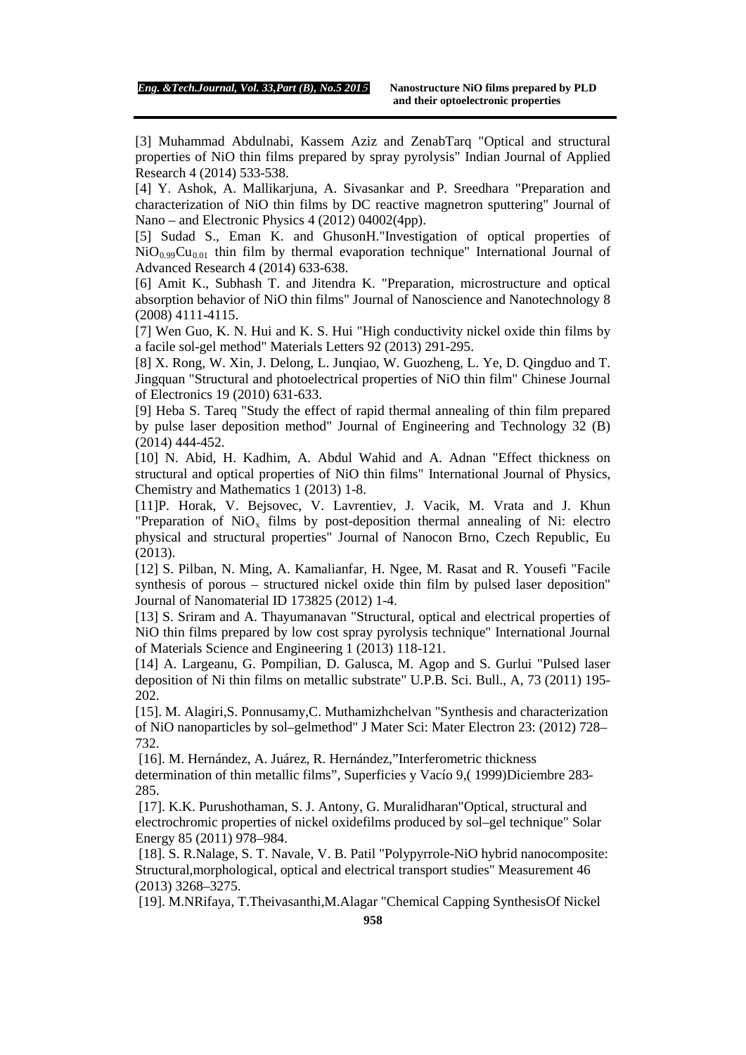[3] Muhammad Abdulnabi, Kassem Aziz and ZenabTarq "Optical and structural properties of NiO thin films prepared by spray pyrolysis" Indian Journal of Applied Research 4 (2014) 533-538.

[4] Y. Ashok, A. Mallikarjuna, A. Sivasankar and P. Sreedhara "Preparation and characterization of NiO thin films by DC reactive magnetron sputtering" Journal of Nano – and Electronic Physics 4 (2012) 04002(4pp).

[5] Sudad S., Eman K. and GhusonH."Investigation of optical properties of $NiO_{0.99}Cu_{0.01}$ thin film by thermal evaporation technique" International Journal of Advanced Research 4 (2014) 633-638.

[6] Amit K., Subhash T. and Jitendra K. "Preparation, microstructure and optical absorption behavior of NiO thin films" Journal of Nanoscience and Nanotechnology 8 (2008) 4111-4115.

[7] Wen Guo, K. N. Hui and K. S. Hui "High conductivity nickel oxide thin films by a facile sol-gel method" Materials Letters 92 (2013) 291-295.

[8] X. Rong, W. Xin, J. Delong, L. Junqiao, W. Guozheng, L. Ye, D. Qingduo and T. Jingquan "Structural and photoelectrical properties of NiO thin film" Chinese Journal of Electronics 19 (2010) 631-633.

[9] Heba S. Tareq "Study the effect of rapid thermal annealing of thin film prepared by pulse laser deposition method" Journal of Engineering and Technology 32 (B) (2014) 444-452.

[10] N. Abid, H. Kadhim, A. Abdul Wahid and A. Adnan "Effect thickness on structural and optical properties of NiO thin films" International Journal of Physics, Chemistry and Mathematics 1 (2013) 1-8.

[11]P. Horak, V. Bejsovec, V. Lavrentiev, J. Vacik, M. Vrata and J. Khun "Preparation of $NiO_x$ films by post-deposition thermal annealing of Ni: electro physical and structural properties" Journal of Nanocon Brno, Czech Republic, Eu (2013).

[12] S. Pilban, N. Ming, A. Kamalianfar, H. Ngee, M. Rasat and R. Yousefi "Facile synthesis of porous – structured nickel oxide thin film by pulsed laser deposition" Journal of Nanomaterial ID 173825 (2012) 1-4.

[13] S. Sriram and A. Thayumanavan "Structural, optical and electrical properties of NiO thin films prepared by low cost spray pyrolysis technique" International Journal of Materials Science and Engineering 1 (2013) 118-121.

[14] A. Largeanu, G. Pompilian, D. Galusca, M. Agop and S. Gurlui "Pulsed laser deposition of Ni thin films on metallic substrate" U.P.B. Sci. Bull., A, 73 (2011) 195-202.

[15]. M. Alagiri,S. Ponnusamy,C. Muthamizhchelvan "Synthesis and characterization of NiO nanoparticles by sol–gelmethod" J Mater Sci: Mater Electron 23: (2012) 728–732.

[16]. M. Hernández, A. Juárez, R. Hernández,"Interferometric thickness determination of thin metallic films", Superficies y Vacío 9,( 1999)Diciembre 283-285.

[17]. K.K. Purushothaman, S. J. Antony, G. Muralidharan"Optical, structural and electrochromic properties of nickel oxidefilms produced by sol–gel technique" Solar Energy 85 (2011) 978–984.

[18]. S. R.Nalage, S. T. Navale, V. B. Patil "Polypyrrole-NiO hybrid nanocomposite: Structural,morphological, optical and electrical transport studies" Measurement 46 (2013) 3268–3275.

[19]. M.NRifaya, T.Theivasanthi,M.Alagar "Chemical Capping SynthesisOf Nickel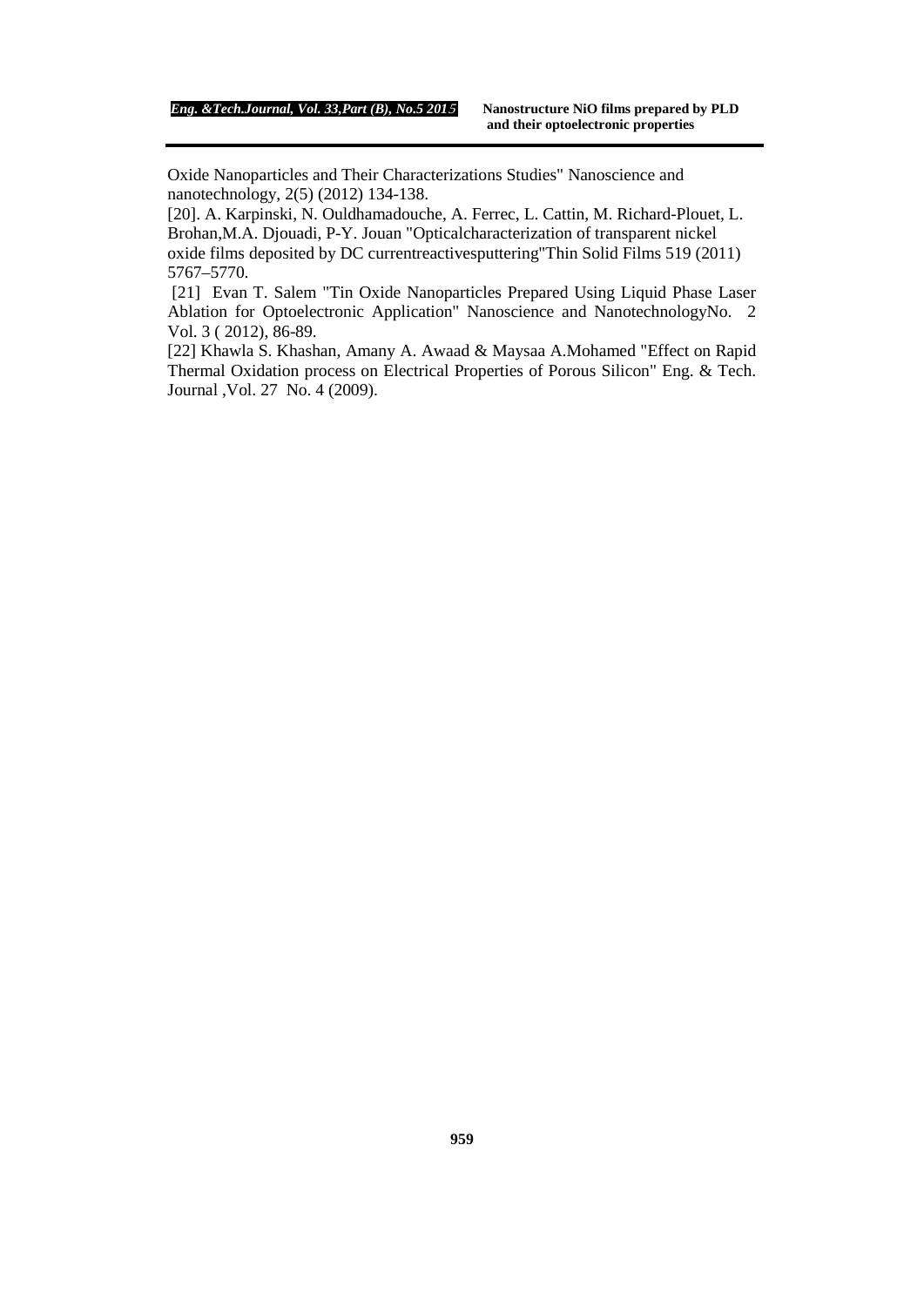Oxide Nanoparticles and Their Characterizations Studies" Nanoscience and nanotechnology, 2(5) (2012) 134-138.

[20]. A. Karpinski, N. Ouldhamadouche, A. Ferrec, L. Cattin, M. Richard-Plouet, L. Brohan,M.A. Djouadi, P-Y. Jouan "Opticalcharacterization of transparent nickel oxide films deposited by DC currentreactivesputtering"Thin Solid Films 519 (2011) 5767–5770.

[21] Evan T. Salem "Tin Oxide Nanoparticles Prepared Using Liquid Phase Laser Ablation for Optoelectronic Application" Nanoscience and NanotechnologyNo. 2 Vol. 3 ( 2012), 86-89.

[22] Khawla S. Khashan, Amany A. Awaad & Maysaa A.Mohamed "Effect on Rapid Thermal Oxidation process on Electrical Properties of Porous Silicon" Eng. & Tech. Journal ,Vol. 27 No. 4 (2009).